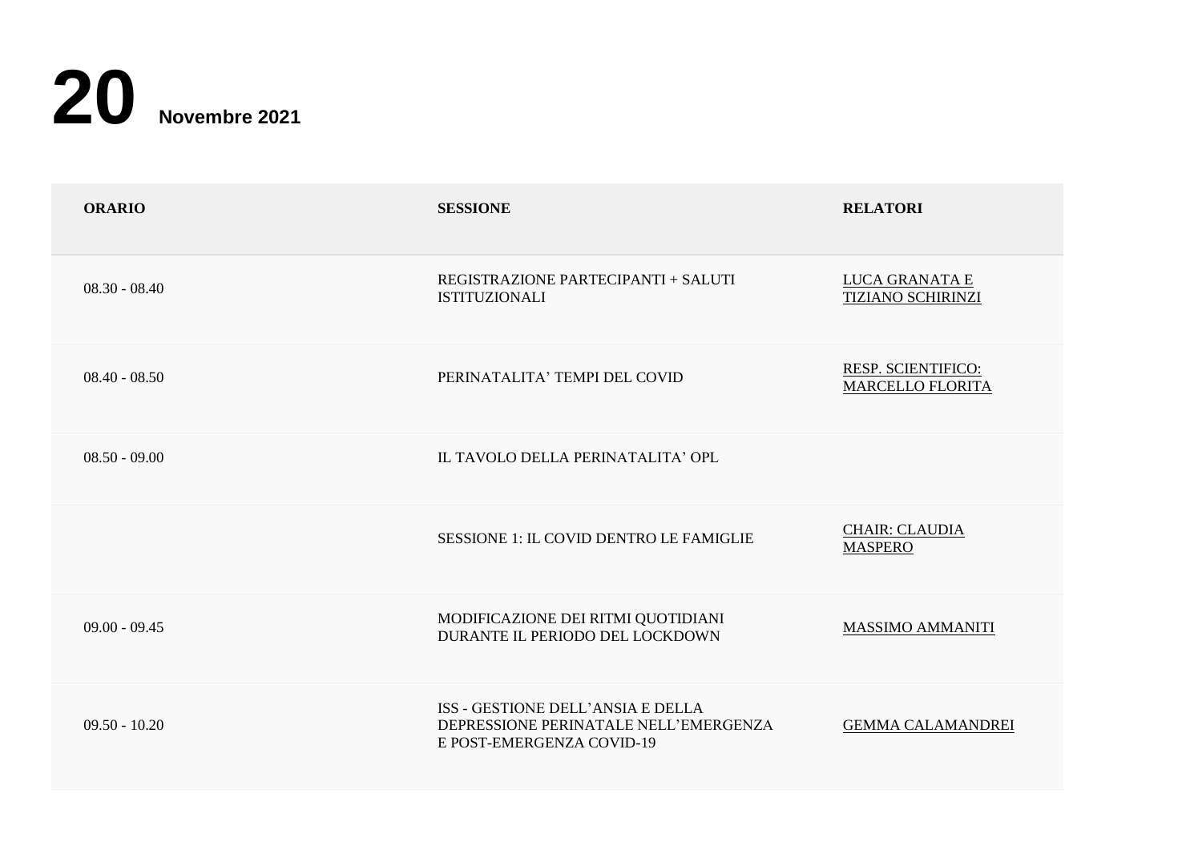# 20 Novembre 2021

| ORARIO | SESSIONE | RELATORI |
| --- | --- | --- |
| 08.30 - 08.40 | REGISTRAZIONE PARTECIPANTI + SALUTI ISTITUZIONALI | LUCA GRANATA E TIZIANO SCHIRINZI |
| 08.40 - 08.50 | PERINATALITA' TEMPI DEL COVID | RESP. SCIENTIFICO: MARCELLO FLORITA |
| 08.50 - 09.00 | IL TAVOLO DELLA PERINATALITA' OPL | |
| | SESSIONE 1: IL COVID DENTRO LE FAMIGLIE | CHAIR: CLAUDIA MASPERO |
| 09.00 - 09.45 | MODIFICAZIONE DEI RITMI QUOTIDIANI DURANTE IL PERIODO DEL LOCKDOWN | MASSIMO AMMANITI |
| 09.50 - 10.20 | ISS - GESTIONE DELL'ANSIA E DELLA DEPRESSIONE PERINATALE NELL'EMERGENZA E POST-EMERGENZA COVID-19 | GEMMA CALAMANDREI |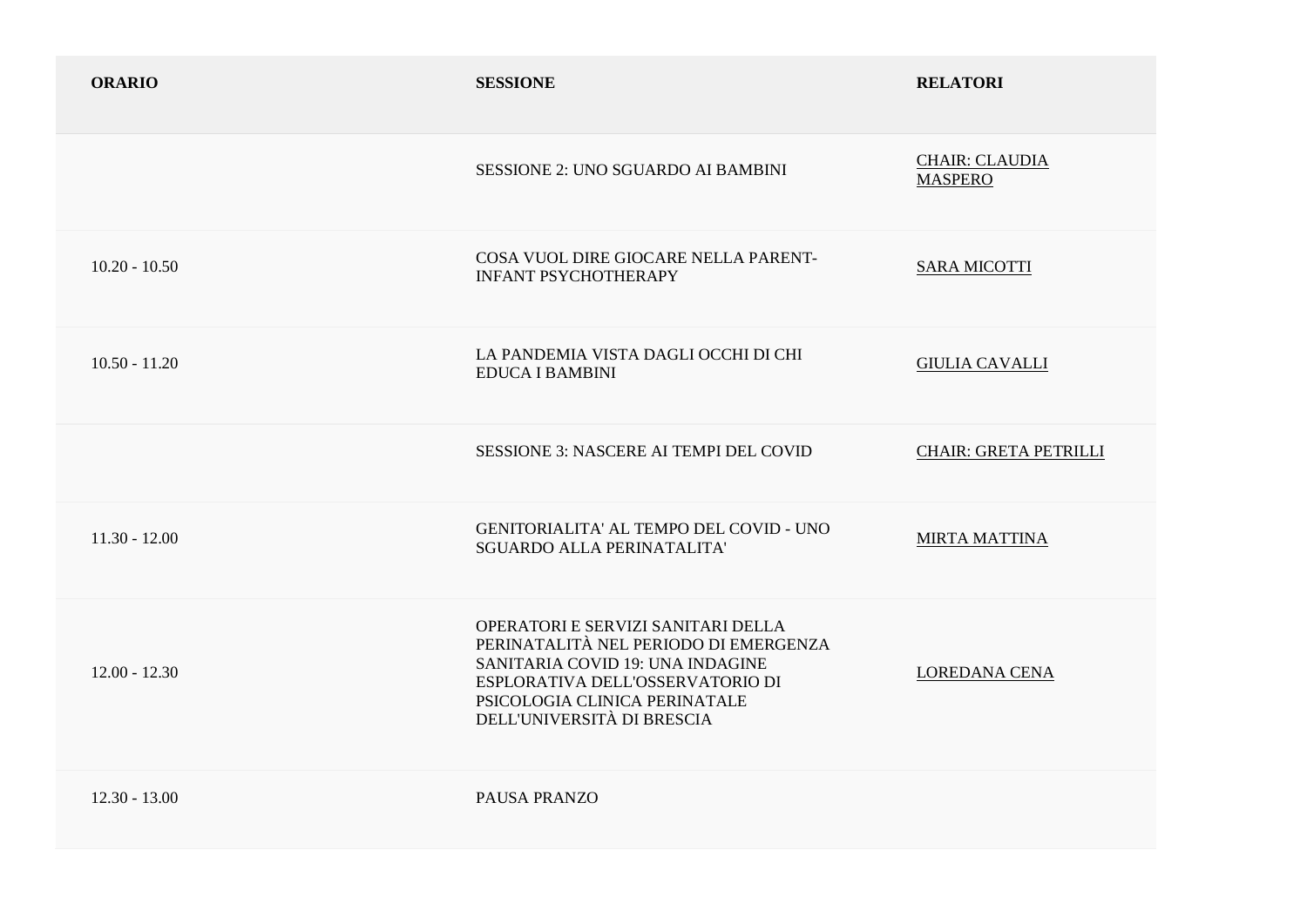| ORARIO | SESSIONE | RELATORI |
|---|---|---|
| | SESSIONE 2: UNO SGUARDO AI BAMBINI | CHAIR: CLAUDIA MASPERO |
| 10.20 - 10.50 | COSA VUOL DIRE GIOCARE NELLA PARENT-INFANT PSYCHOTHERAPY | SARA MICOTTI |
| 10.50 - 11.20 | LA PANDEMIA VISTA DAGLI OCCHI DI CHI EDUCA I BAMBINI | GIULIA CAVALLI |
| | SESSIONE 3: NASCERE AI TEMPI DEL COVID | CHAIR: GRETA PETRILLI |
| 11.30 - 12.00 | GENITORIALITA' AL TEMPO DEL COVID - UNO SGUARDO ALLA PERINATALITA' | MIRTA MATTINA |
| 12.00 - 12.30 | OPERATORI E SERVIZI SANITARI DELLA PERINATALITÀ NEL PERIODO DI EMERGENZA SANITARIA COVID 19: UNA INDAGINE ESPLORATIVA DELL'OSSERVATORIO DI PSICOLOGIA CLINICA PERINATALE DELL'UNIVERSITÀ DI BRESCIA | LOREDANA CENA |
| 12.30 - 13.00 | PAUSA PRANZO | |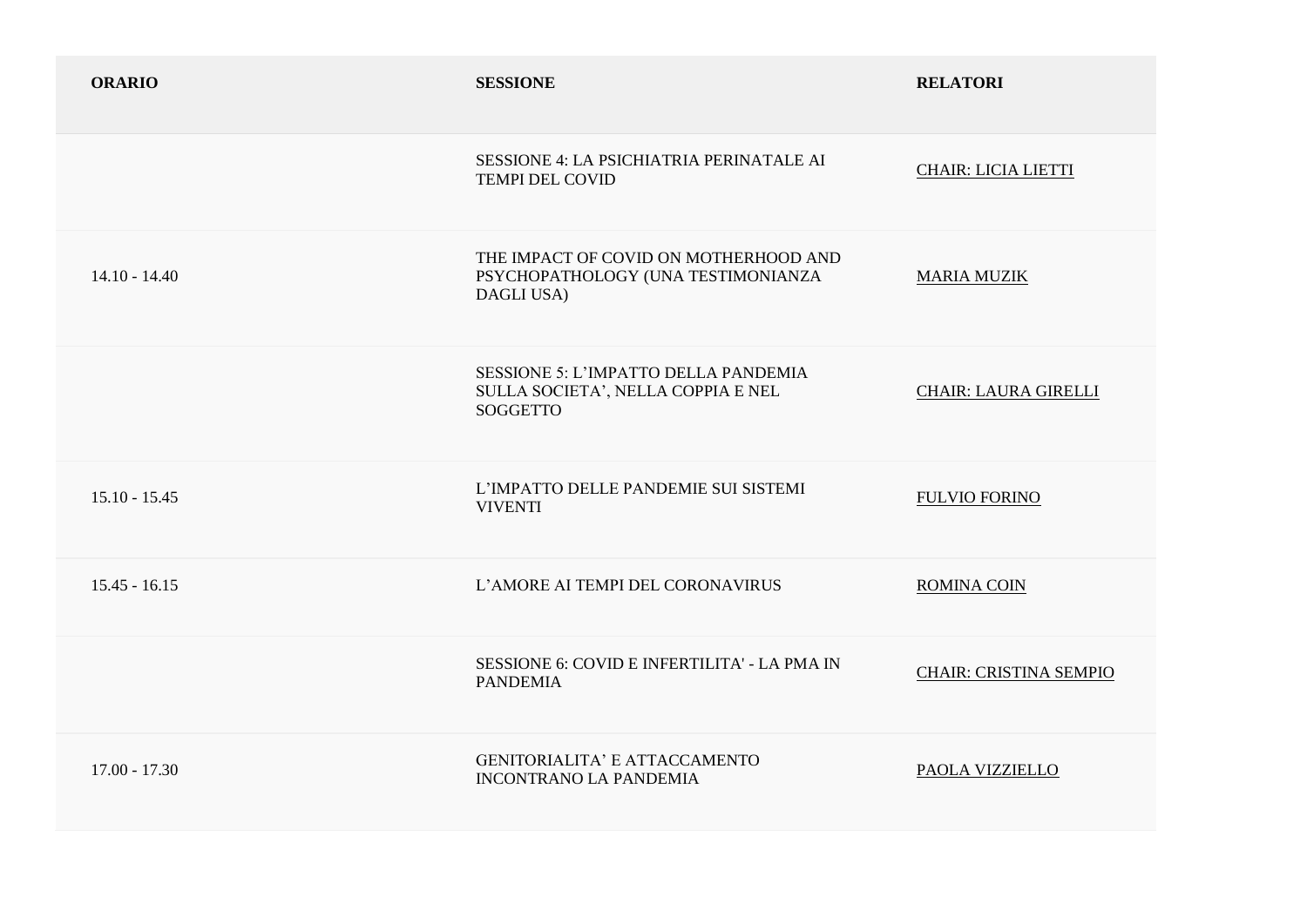| ORARIO | SESSIONE | RELATORI |
|---|---|---|
| | SESSIONE 4: LA PSICHIATRIA PERINATALE AI TEMPI DEL COVID | CHAIR: LICIA LIETTI |
| 14.10 - 14.40 | THE IMPACT OF COVID ON MOTHERHOOD AND PSYCHOPATHOLOGY (UNA TESTIMONIANZA DAGLI USA) | MARIA MUZIK |
| | SESSIONE 5: L'IMPATTO DELLA PANDEMIA SULLA SOCIETA', NELLA COPPIA E NEL SOGGETTO | CHAIR: LAURA GIRELLI |
| 15.10 - 15.45 | L'IMPATTO DELLE PANDEMIE SUI SISTEMI VIVENTI | FULVIO FORINO |
| 15.45 - 16.15 | L'AMORE AI TEMPI DEL CORONAVIRUS | ROMINA COIN |
| | SESSIONE 6: COVID E INFERTILITA' - LA PMA IN PANDEMIA | CHAIR: CRISTINA SEMPIO |
| 17.00 - 17.30 | GENITORIALITA' E ATTACCAMENTO INCONTRANO LA PANDEMIA | PAOLA VIZZIELLO |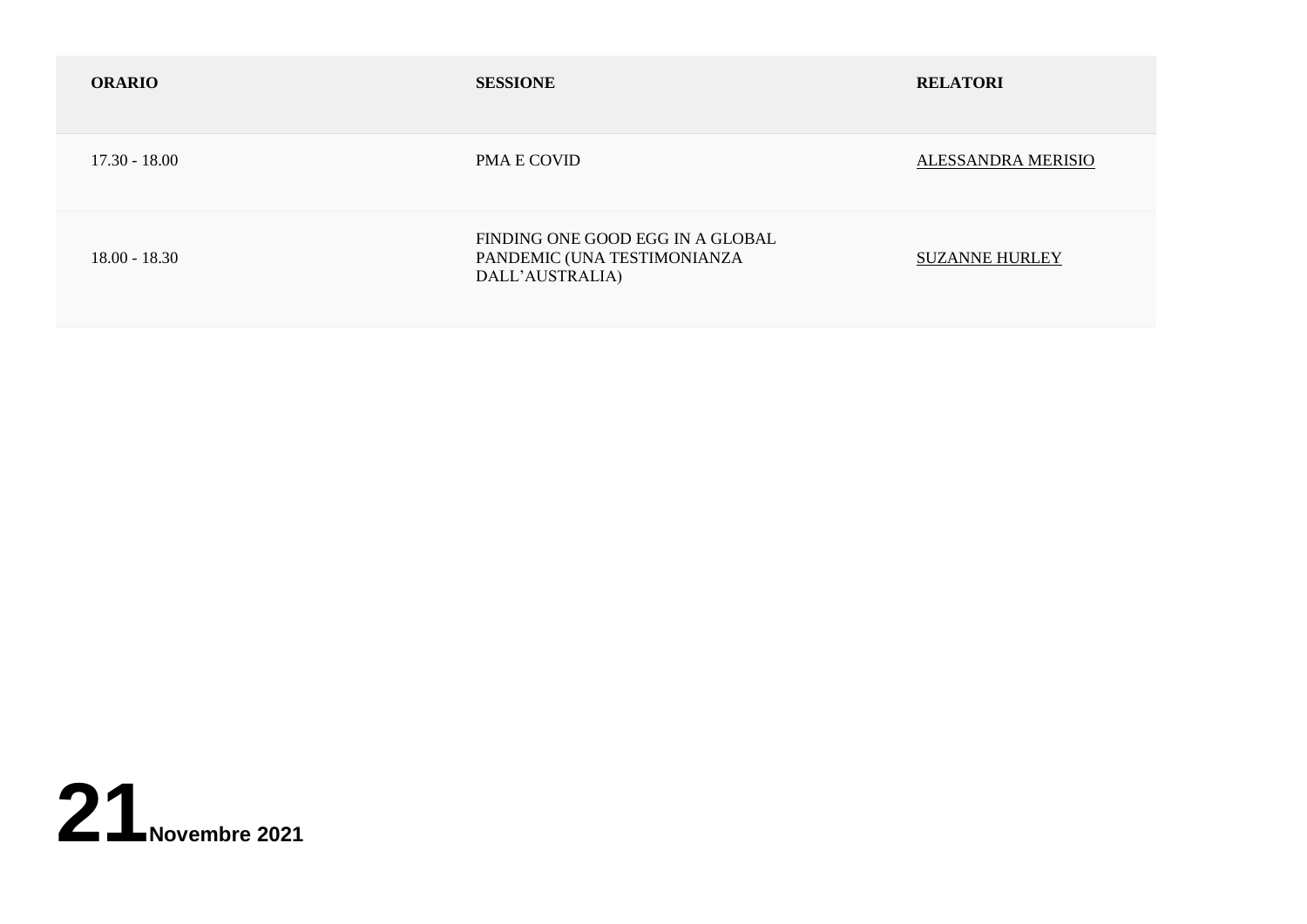| ORARIO | SESSIONE | RELATORI |
|---|---|---|
| 17.30 - 18.00 | PMA E COVID | ALESSANDRA MERISIO |
| 18.00 - 18.30 | FINDING ONE GOOD EGG IN A GLOBAL PANDEMIC (UNA TESTIMONIANZA DALL'AUSTRALIA) | SUZANNE HURLEY |

# 21 Novembre 2021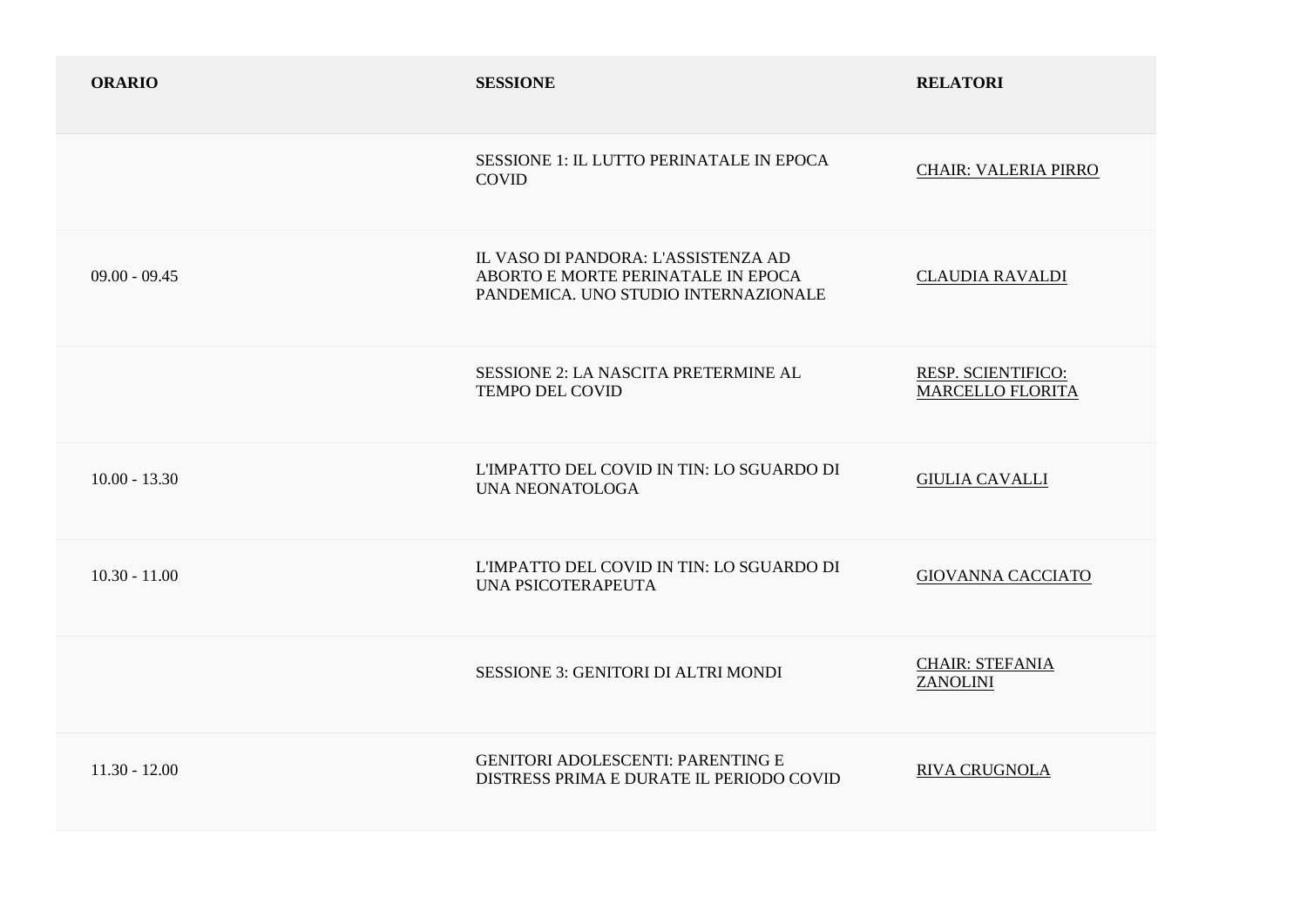| ORARIO | SESSIONE | RELATORI |
| --- | --- | --- |
| | SESSIONE 1: IL LUTTO PERINATALE IN EPOCA COVID | CHAIR: VALERIA PIRRO |
| 09.00 - 09.45 | IL VASO DI PANDORA: L'ASSISTENZA AD ABORTO E MORTE PERINATALE IN EPOCA PANDEMICA. UNO STUDIO INTERNAZIONALE | CLAUDIA RAVALDI |
| | SESSIONE 2: LA NASCITA PRETERMINE AL TEMPO DEL COVID | RESP. SCIENTIFICO: MARCELLO FLORITA |
| 10.00 - 13.30 | L'IMPATTO DEL COVID IN TIN: LO SGUARDO DI UNA NEONATOLOGA | GIULIA CAVALLI |
| 10.30 - 11.00 | L'IMPATTO DEL COVID IN TIN: LO SGUARDO DI UNA PSICOTERAPEUTA | GIOVANNA CACCIATO |
| | SESSIONE 3: GENITORI DI ALTRI MONDI | CHAIR: STEFANIA ZANOLINI |
| 11.30 - 12.00 | GENITORI ADOLESCENTI: PARENTING E DISTRESS PRIMA E DURATE IL PERIODO COVID | RIVA CRUGNOLA |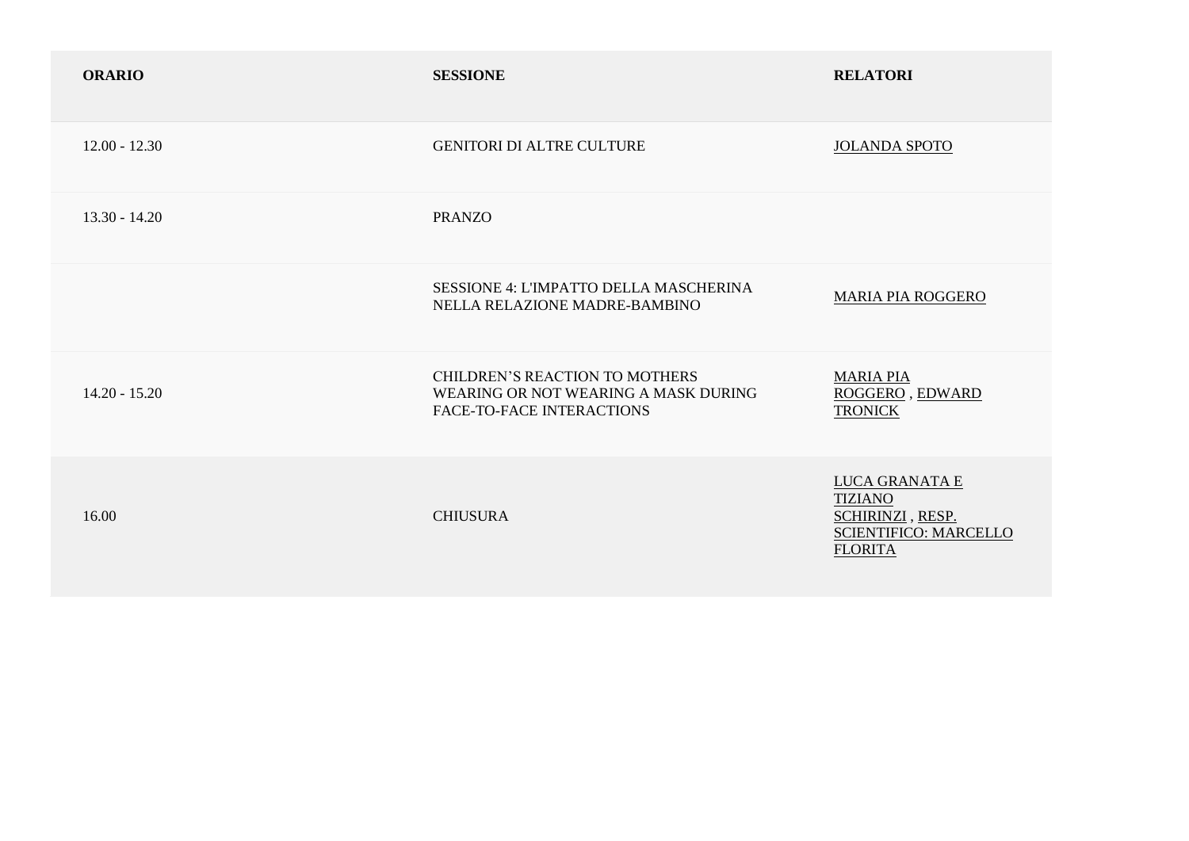| ORARIO | SESSIONE | RELATORI |
|---|---|---|
| 12.00 - 12.30 | GENITORI DI ALTRE CULTURE | JOLANDA SPOTO |
| 13.30 - 14.20 | PRANZO | |
| | SESSIONE 4: L'IMPATTO DELLA MASCHERINA NELLA RELAZIONE MADRE-BAMBINO | MARIA PIA ROGGERO |
| 14.20 - 15.20 | CHILDREN'S REACTION TO MOTHERS WEARING OR NOT WEARING A MASK DURING FACE-TO-FACE INTERACTIONS | MARIA PIA ROGGERO , EDWARD TRONICK |
| 16.00 | CHIUSURA | LUCA GRANATA E TIZIANO SCHIRINZI , RESP. SCIENTIFICO: MARCELLO FLORITA |